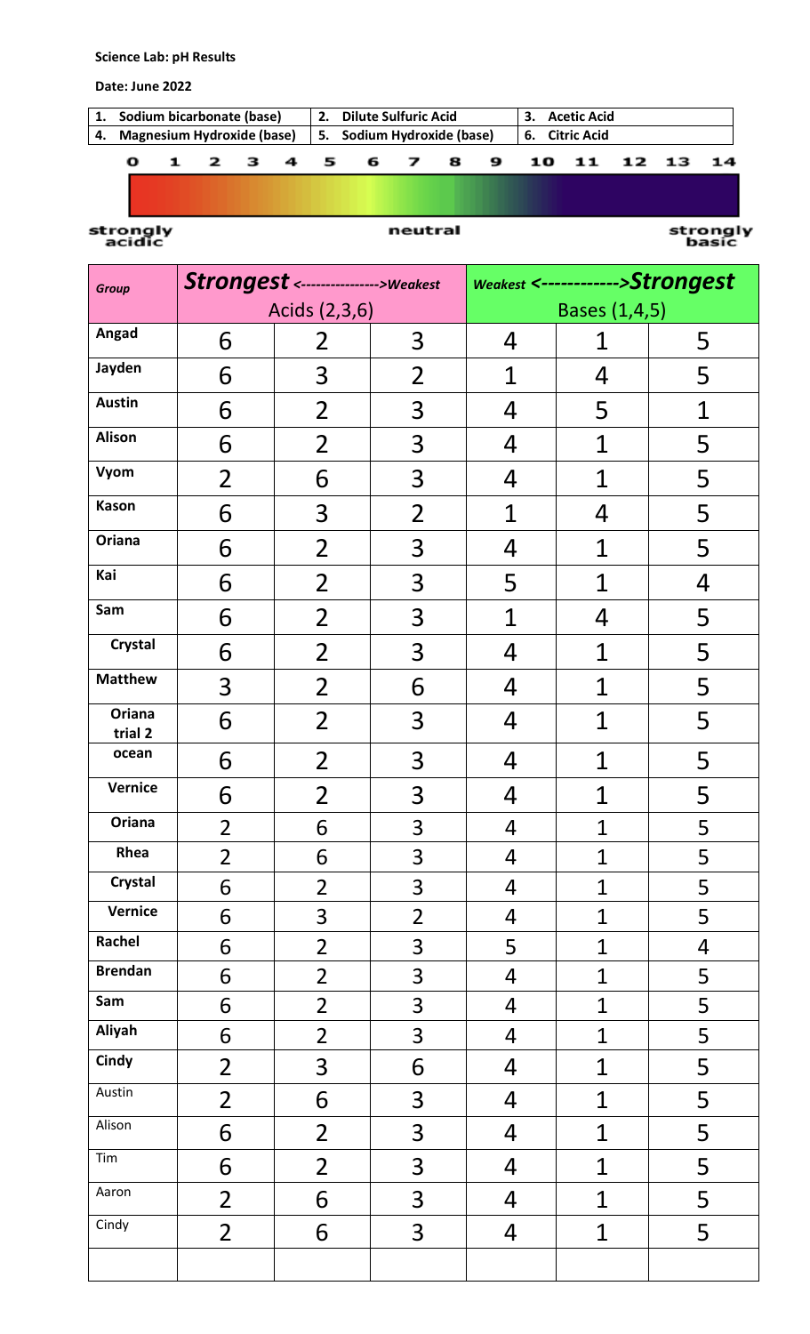**Science Lab: pH Results**

**Date: June 2022**

| 1. Sodium bicarbonate (base) | 2. Dilute Sulfuric Acid | 3. Acetic Acid |
|---|---|---|
| 4. Magnesium Hydroxide (base) | 5. Sodium Hydroxide (base) | 6. Citric Acid |

0 1 2 3 4 5 6 7 8 9 10 11 12 13 14

strongly acidic — neutral — strongly basic

| Group | ***Strongest* <---------------->*Weakest*** | | | ***Weakest* <------------>*Strongest*** | | |
|---|---|---|---|---|---|---|
| | Acids (2,3,6) | | | Bases (1,4,5) | | |
| **Angad** | 6 | 2 | 3 | 4 | 1 | 5 |
| **Jayden** | 6 | 3 | 2 | 1 | 4 | 5 |
| **Austin** | 6 | 2 | 3 | 4 | 5 | 1 |
| **Alison** | 6 | 2 | 3 | 4 | 1 | 5 |
| **Vyom** | 2 | 6 | 3 | 4 | 1 | 5 |
| **Kason** | 6 | 3 | 2 | 1 | 4 | 5 |
| **Oriana** | 6 | 2 | 3 | 4 | 1 | 5 |
| **Kai** | 6 | 2 | 3 | 5 | 1 | 4 |
| **Sam** | 6 | 2 | 3 | 1 | 4 | 5 |
| **Crystal** | 6 | 2 | 3 | 4 | 1 | 5 |
| **Matthew** | 3 | 2 | 6 | 4 | 1 | 5 |
| **Oriana trial 2** | 6 | 2 | 3 | 4 | 1 | 5 |
| **ocean** | 6 | 2 | 3 | 4 | 1 | 5 |
| **Vernice** | 6 | 2 | 3 | 4 | 1 | 5 |
| **Oriana** | 2 | 6 | 3 | 4 | 1 | 5 |
| **Rhea** | 2 | 6 | 3 | 4 | 1 | 5 |
| **Crystal** | 6 | 2 | 3 | 4 | 1 | 5 |
| **Vernice** | 6 | 3 | 2 | 4 | 1 | 5 |
| **Rachel** | 6 | 2 | 3 | 5 | 1 | 4 |
| **Brendan** | 6 | 2 | 3 | 4 | 1 | 5 |
| **Sam** | 6 | 2 | 3 | 4 | 1 | 5 |
| **Aliyah** | 6 | 2 | 3 | 4 | 1 | 5 |
| **Cindy** | 2 | 3 | 6 | 4 | 1 | 5 |
| Austin | 2 | 6 | 3 | 4 | 1 | 5 |
| Alison | 6 | 2 | 3 | 4 | 1 | 5 |
| Tim | 6 | 2 | 3 | 4 | 1 | 5 |
| Aaron | 2 | 6 | 3 | 4 | 1 | 5 |
| Cindy | 2 | 6 | 3 | 4 | 1 | 5 |
| | | | | | | |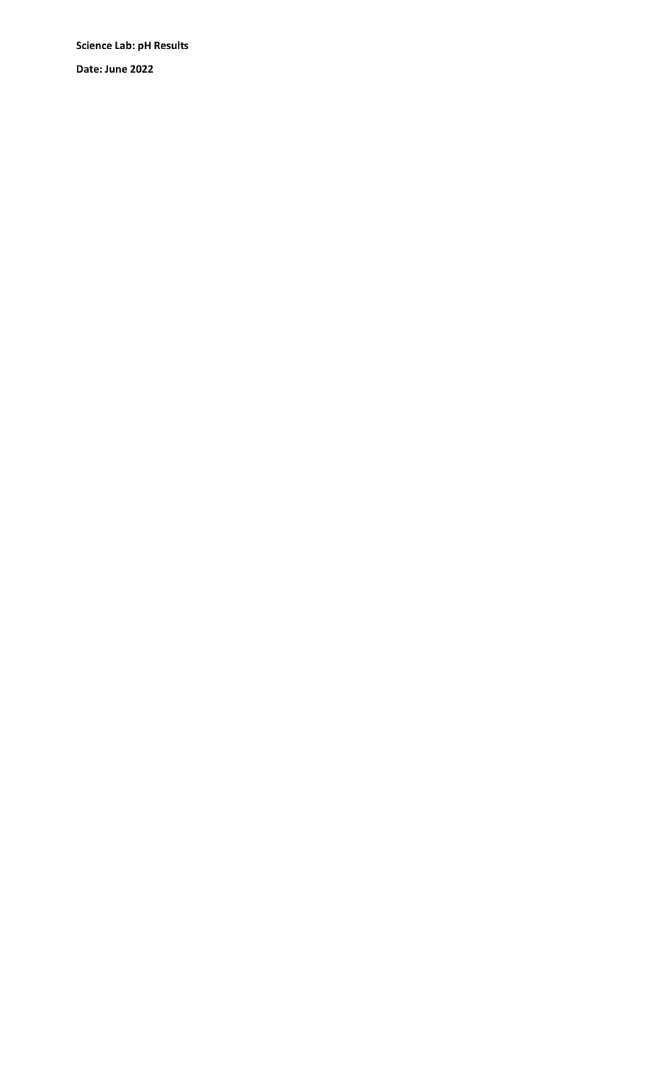**Science Lab: pH Results**

**Date: June 2022**